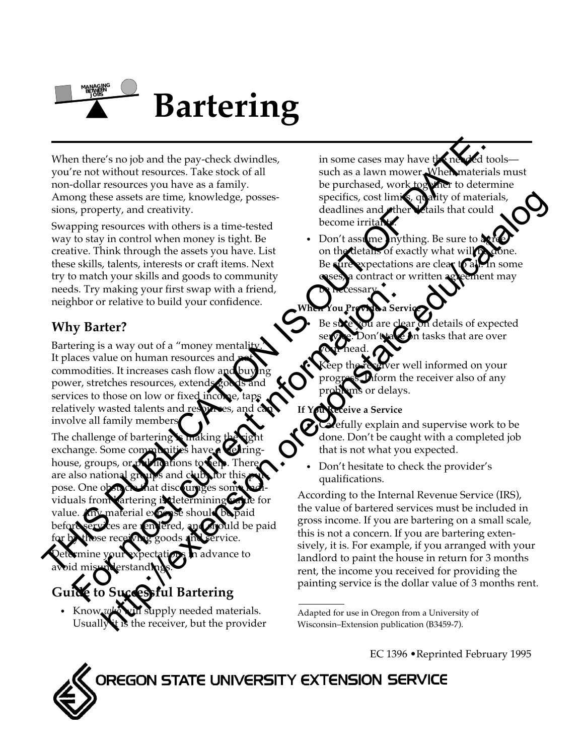# Bartering

When there's no job and the pay-check dwindles, you're not without resources. Take stock of all non-dollar resources you have as a family. Among these assets are time, knowledge, possessions, property, and creativity.

Swapping resources with others is a time-tested way to stay in control when money is tight. Be creative. Think through the assets you have. List these skills, talents, interests or craft items. Next try to match your skills and goods to community needs. Try making your first swap with a friend, neighbor or relative to build your confidence.

## Why Barter?

Bartering is a way out of a "money mentality." It places value on human resources and not commodities. It increases cash flow and buying power, stretches resources, extends goods and services to those on low or fixed income, taps relatively wasted talents and resources, and can involve all family members.

The challenge of bartering is making the right exchange. Some communities have a clearinghouse, groups, or publications to help. There are also national groups and clubs for this purpose. One obstacle that discourages some individuals from bartering is determining value for value. Any material expense should be paid before services are rendered, and should be paid for by those receiving goods and service.

Determine your expectations in advance to avoid misunderstandings.

## Guide to Successful Bartering

- Know *who* will supply needed materials. Usually it is the receiver, but the provider in some cases may have the needed tools—such as a lawn mower. When materials must be purchased, work together to determine specifics, cost limits, quality of materials, deadlines and other details that could become irritants.
- Don't assume anything. Be sure to agree on the details of exactly what will be done. Be sure expectations are clear to all. In some cases, a contract or written agreement may be necessary.

#### When You Provide a Service

- Be sure you are clear on details of expected service. Don't take on tasks that are over your head.
- Keep the receiver well informed on your progress. Inform the receiver also of any problems or delays.

#### If You Receive a Service

- Carefully explain and supervise work to be done. Don't be caught with a completed job that is not what you expected.
- Don't hesitate to check the provider's qualifications.

According to the Internal Revenue Service (IRS), the value of bartered services must be included in gross income. If you are bartering on a small scale, this is not a concern. If you are bartering extensively, it is. For example, if you arranged with your landlord to paint the house in return for 3 months rent, the income you received for providing the painting service is the dollar value of 3 months rent.

---

Adapted for use in Oregon from a University of Wisconsin–Extension publication (B3459-7).

EC 1396 • Reprinted February 1995

OREGON STATE UNIVERSITY EXTENSION SERVICE

THIS PUBLICATION IS OUT OF DATE. For most current information: http://extension.oregonstate.edu/catalog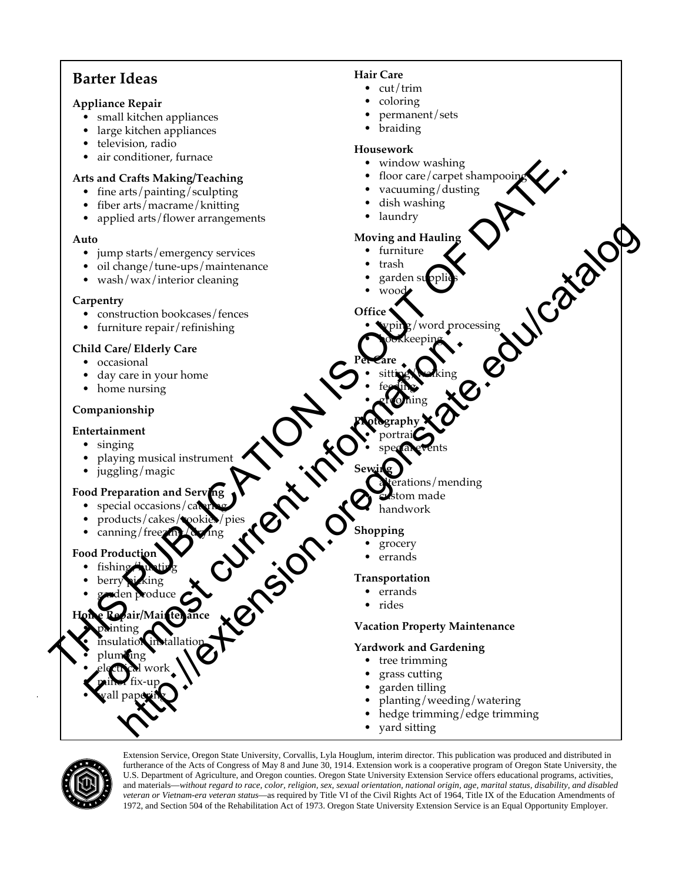## Barter Ideas

### Appliance Repair
- small kitchen appliances
- large kitchen appliances
- television, radio
- air conditioner, furnace

### Arts and Crafts Making/Teaching
- fine arts/painting/sculpting
- fiber arts/macrame/knitting
- applied arts/flower arrangements

### Auto
- jump starts/emergency services
- oil change/tune-ups/maintenance
- wash/wax/interior cleaning

### Carpentry
- construction bookcases/fences
- furniture repair/refinishing

### Child Care/ Elderly Care
- occasional
- day care in your home
- home nursing

### Companionship

### Entertainment
- singing
- playing musical instrument
- juggling/magic

### Food Preparation and Serving
- special occasions/catering
- products/cakes/cookies/pies
- canning/freezing/drying

### Food Production
- fishing/hunting
- berry picking
- garden produce

### Home Repair/Maintenance
- painting
- insulation installation
- plumbing
- electrical work
- minor fix-up
- wall papering

### Hair Care
- cut/trim
- coloring
- permanent/sets
- braiding

### Housework
- window washing
- floor care/carpet shampooing
- vacuuming/dusting
- dish washing
- laundry

### Moving and Hauling
- furniture
- trash
- garden supplies
- wood

### Office
- typing/word processing
- bookkeeping

### Pet Care
- sitting/walking
- feeding
- grooming

### Photography
- portraits
- special events

### Sewing
- alterations/mending
- custom made
- handwork

### Shopping
- grocery
- errands

### Transportation
- errands
- rides

### Vacation Property Maintenance

### Yardwork and Gardening
- tree trimming
- grass cutting
- garden tilling
- planting/weeding/watering
- hedge trimming/edge trimming
- yard sitting

THIS PUBLICATION IS OUT OF DATE. For most current information: http://extension.oregonstate.edu/catalog

Extension Service, Oregon State University, Corvallis, Lyla Houglum, interim director. This publication was produced and distributed in furtherance of the Acts of Congress of May 8 and June 30, 1914. Extension work is a cooperative program of Oregon State University, the U.S. Department of Agriculture, and Oregon counties. Oregon State University Extension Service offers educational programs, activities, and materials—*without regard to race, color, religion, sex, sexual orientation, national origin, age, marital status, disability, and disabled veteran or Vietnam-era veteran status*—as required by Title VI of the Civil Rights Act of 1964, Title IX of the Education Amendments of 1972, and Section 504 of the Rehabilitation Act of 1973. Oregon State University Extension Service is an Equal Opportunity Employer.